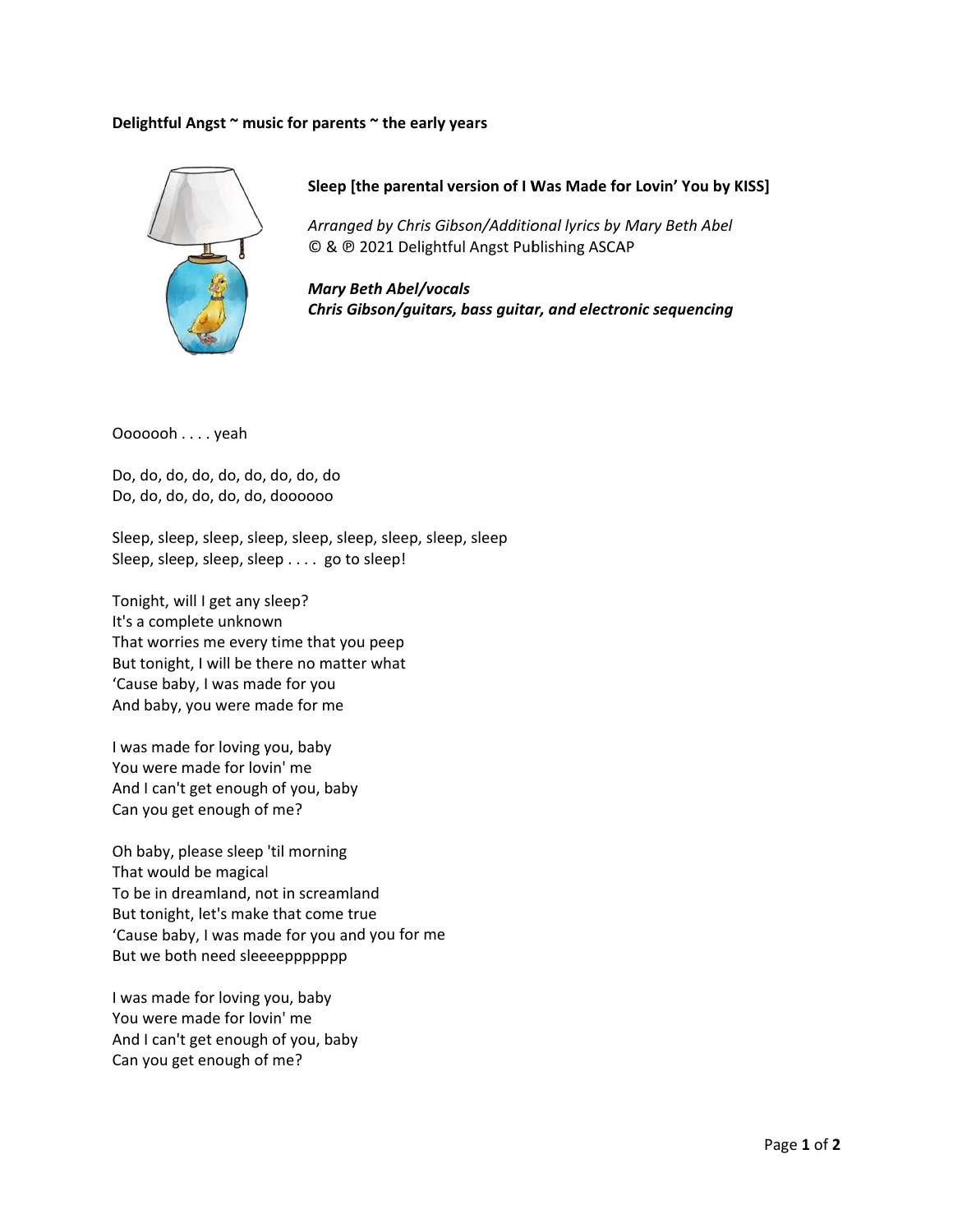**Delightful Angst ~ music for parents ~ the early years**

**Sleep [the parental version of I Was Made for Lovin' You by KISS]**

*Arranged by Chris Gibson/Additional lyrics by Mary Beth Abel*
© & ℗ 2021 Delightful Angst Publishing ASCAP

***Mary Beth Abel/vocals***
***Chris Gibson/guitars, bass guitar, and electronic sequencing***

Ooooooh . . . . yeah

Do, do, do, do, do, do, do, do, do
Do, do, do, do, do, do, doooooo

Sleep, sleep, sleep, sleep, sleep, sleep, sleep, sleep, sleep
Sleep, sleep, sleep, sleep . . . . go to sleep!

Tonight, will I get any sleep?
It's a complete unknown
That worries me every time that you peep
But tonight, I will be there no matter what
'Cause baby, I was made for you
And baby, you were made for me

I was made for loving you, baby
You were made for lovin' me
And I can't get enough of you, baby
Can you get enough of me?

Oh baby, please sleep 'til morning
That would be magical
To be in dreamland, not in screamland
But tonight, let's make that come true
'Cause baby, I was made for you and you for me
But we both need sleeeepppppp

I was made for loving you, baby
You were made for lovin' me
And I can't get enough of you, baby
Can you get enough of me?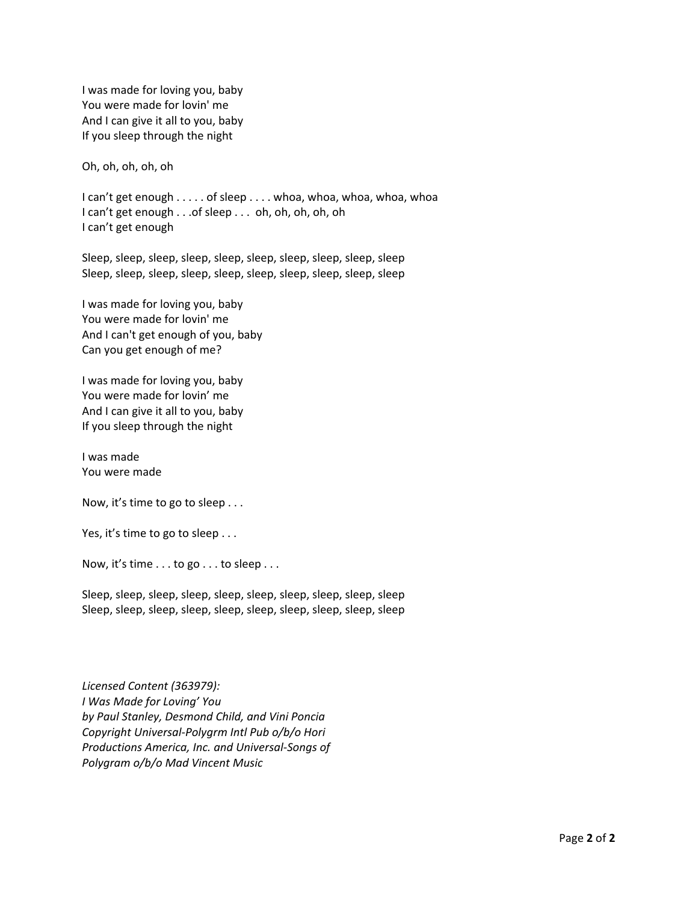I was made for loving you, baby
You were made for lovin' me
And I can give it all to you, baby
If you sleep through the night

Oh, oh, oh, oh, oh

I can't get enough . . . . . of sleep . . . . whoa, whoa, whoa, whoa, whoa
I can't get enough . . .of sleep . . . oh, oh, oh, oh, oh
I can't get enough

Sleep, sleep, sleep, sleep, sleep, sleep, sleep, sleep, sleep, sleep
Sleep, sleep, sleep, sleep, sleep, sleep, sleep, sleep, sleep, sleep

I was made for loving you, baby
You were made for lovin' me
And I can't get enough of you, baby
Can you get enough of me?

I was made for loving you, baby
You were made for lovin' me
And I can give it all to you, baby
If you sleep through the night

I was made
You were made

Now, it's time to go to sleep . . .

Yes, it's time to go to sleep . . .

Now, it's time . . . to go . . . to sleep . . .

Sleep, sleep, sleep, sleep, sleep, sleep, sleep, sleep, sleep, sleep
Sleep, sleep, sleep, sleep, sleep, sleep, sleep, sleep, sleep, sleep

*Licensed Content (363979):*
*I Was Made for Loving' You*
*by Paul Stanley, Desmond Child, and Vini Poncia*
*Copyright Universal-Polygrm Intl Pub o/b/o Hori Productions America, Inc. and Universal-Songs of Polygram o/b/o Mad Vincent Music*